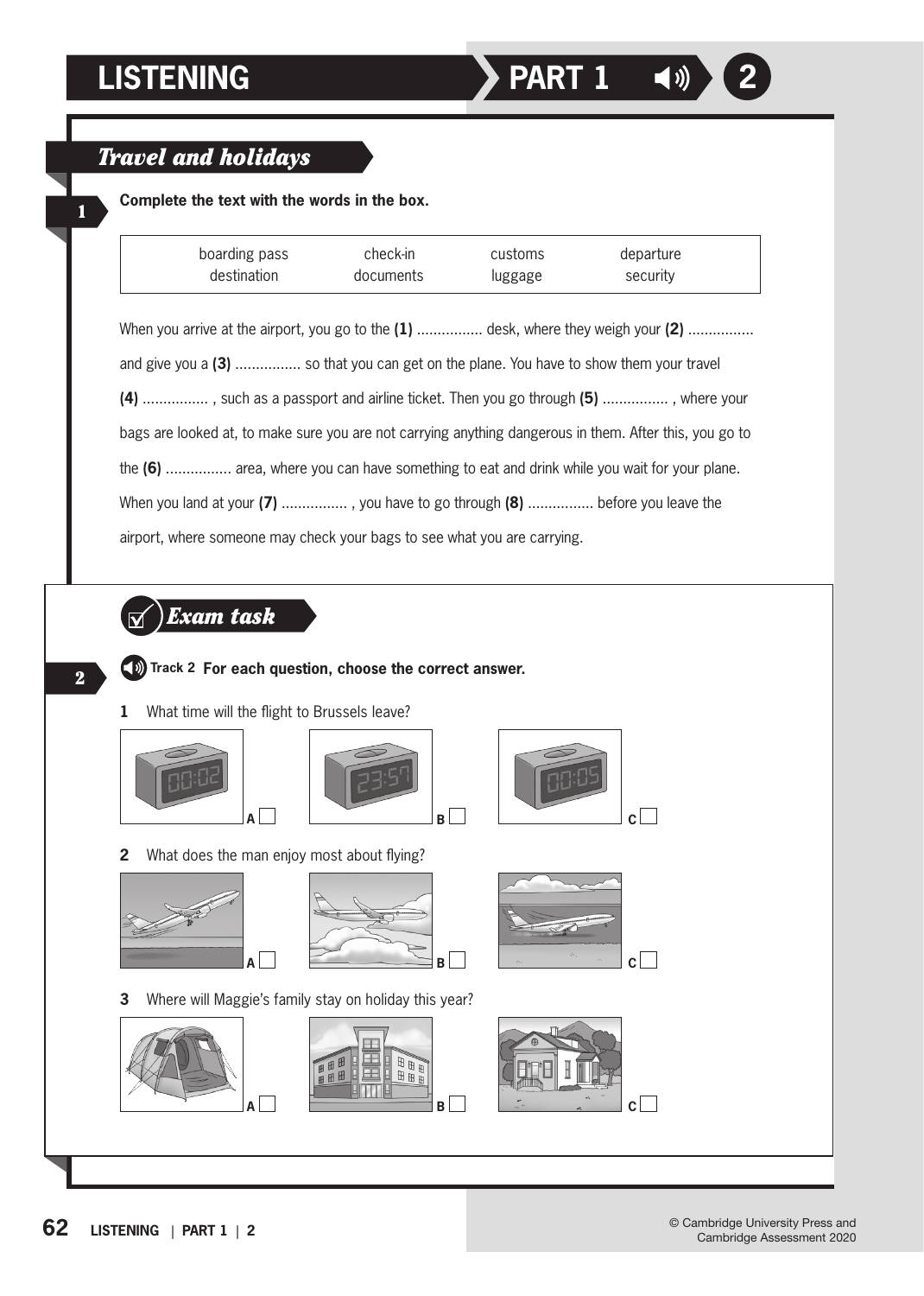# LISTENING PART 1 2

## Travel and holidays

**1** **Complete the text with the words in the box.**

| boarding pass | check-in | customs | departure |
|---|---|---|---|
| destination | documents | luggage | security |

When you arrive at the airport, you go to the **(1)** ................ desk, where they weigh your **(2)** ................ and give you a **(3)** ................ so that you can get on the plane. You have to show them your travel **(4)** ................ , such as a passport and airline ticket. Then you go through **(5)** ................ , where your bags are looked at, to make sure you are not carrying anything dangerous in them. After this, you go to the **(6)** ................ area, where you can have something to eat and drink while you wait for your plane. When you land at your **(7)** ................ , you have to go through **(8)** ................ before you leave the airport, where someone may check your bags to see what you are carrying.

## Exam task

**2** Track 2 **For each question, choose the correct answer.**

**1** What time will the flight to Brussels leave?

A 00:02 ☐ B 23:57 ☐ C 00:05 ☐

**2** What does the man enjoy most about flying?

A ☐ B ☐ C ☐

**3** Where will Maggie's family stay on holiday this year?

A ☐ B ☐ C ☐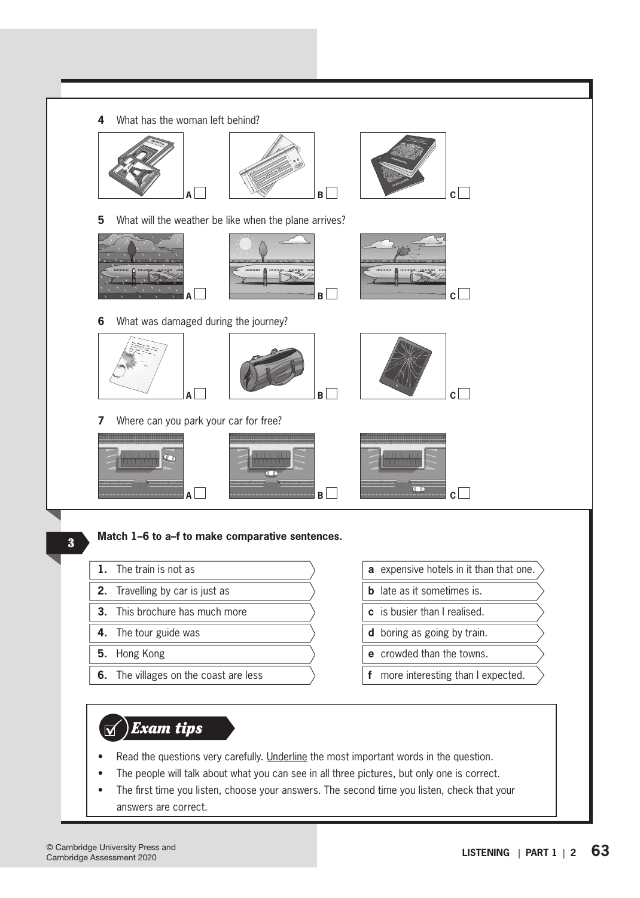4 What has the woman left behind?

A ☐ B ☐ C ☐

5 What will the weather be like when the plane arrives?

A ☐ B ☐ C ☐

6 What was damaged during the journey?

A ☐ B ☐ C ☐

7 Where can you park your car for free?

A ☐ B ☐ C ☐

## 3 Match 1–6 to a–f to make comparative sentences.

1. The train is not as
2. Travelling by car is just as
3. This brochure has much more
4. The tour guide was
5. Hong Kong
6. The villages on the coast are less

**a** expensive hotels in it than that one.
**b** late as it sometimes is.
**c** is busier than I realised.
**d** boring as going by train.
**e** crowded than the towns.
**f** more interesting than I expected.

### *Exam tips*

- Read the questions very carefully. Underline the most important words in the question.
- The people will talk about what you can see in all three pictures, but only one is correct.
- The first time you listen, choose your answers. The second time you listen, check that your answers are correct.

© Cambridge University Press and Cambridge Assessment 2020